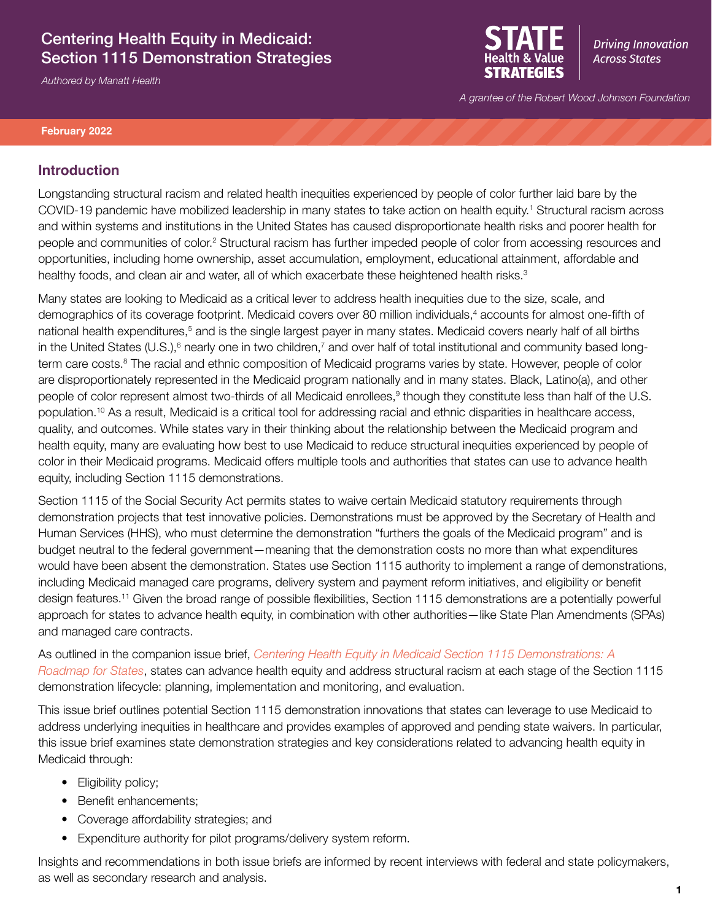# Centering Health Equity in Medicaid: Section 1115 Demonstration Strategies

*Authored by Manatt Health*

**STATE Health & Value STRATEGIES** — *Driving Innovation Across States*

*A grantee of the Robert Wood Johnson Foundation*

**February 2022**

## Introduction

Longstanding structural racism and related health inequities experienced by people of color further laid bare by the COVID-19 pandemic have mobilized leadership in many states to take action on health equity.[1] Structural racism across and within systems and institutions in the United States has caused disproportionate health risks and poorer health for people and communities of color.[2] Structural racism has further impeded people of color from accessing resources and opportunities, including home ownership, asset accumulation, employment, educational attainment, affordable and healthy foods, and clean air and water, all of which exacerbate these heightened health risks.[3]

Many states are looking to Medicaid as a critical lever to address health inequities due to the size, scale, and demographics of its coverage footprint. Medicaid covers over 80 million individuals,[4] accounts for almost one-fifth of national health expenditures,[5] and is the single largest payer in many states. Medicaid covers nearly half of all births in the United States (U.S.),[6] nearly one in two children,[7] and over half of total institutional and community based long-term care costs.[8] The racial and ethnic composition of Medicaid programs varies by state. However, people of color are disproportionately represented in the Medicaid program nationally and in many states. Black, Latino(a), and other people of color represent almost two-thirds of all Medicaid enrollees,[9] though they constitute less than half of the U.S. population.[10] As a result, Medicaid is a critical tool for addressing racial and ethnic disparities in healthcare access, quality, and outcomes. While states vary in their thinking about the relationship between the Medicaid program and health equity, many are evaluating how best to use Medicaid to reduce structural inequities experienced by people of color in their Medicaid programs. Medicaid offers multiple tools and authorities that states can use to advance health equity, including Section 1115 demonstrations.

Section 1115 of the Social Security Act permits states to waive certain Medicaid statutory requirements through demonstration projects that test innovative policies. Demonstrations must be approved by the Secretary of Health and Human Services (HHS), who must determine the demonstration "furthers the goals of the Medicaid program" and is budget neutral to the federal government—meaning that the demonstration costs no more than what expenditures would have been absent the demonstration. States use Section 1115 authority to implement a range of demonstrations, including Medicaid managed care programs, delivery system and payment reform initiatives, and eligibility or benefit design features.[11] Given the broad range of possible flexibilities, Section 1115 demonstrations are a potentially powerful approach for states to advance health equity, in combination with other authorities—like State Plan Amendments (SPAs) and managed care contracts.

As outlined in the companion issue brief, *Centering Health Equity in Medicaid Section 1115 Demonstrations: A Roadmap for States*, states can advance health equity and address structural racism at each stage of the Section 1115 demonstration lifecycle: planning, implementation and monitoring, and evaluation.

This issue brief outlines potential Section 1115 demonstration innovations that states can leverage to use Medicaid to address underlying inequities in healthcare and provides examples of approved and pending state waivers. In particular, this issue brief examines state demonstration strategies and key considerations related to advancing health equity in Medicaid through:

- Eligibility policy;
- Benefit enhancements;
- Coverage affordability strategies; and
- Expenditure authority for pilot programs/delivery system reform.

Insights and recommendations in both issue briefs are informed by recent interviews with federal and state policymakers, as well as secondary research and analysis.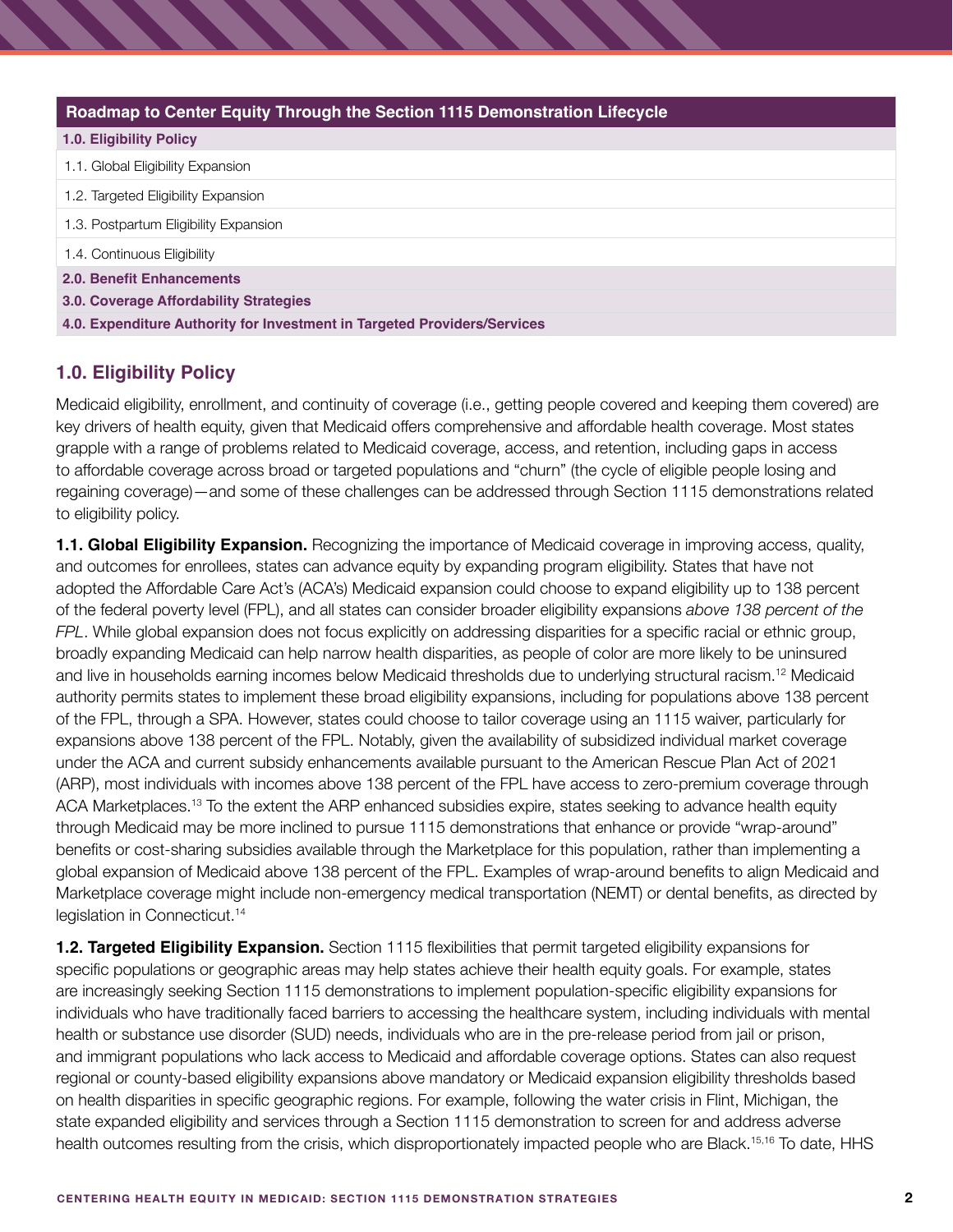| Roadmap to Center Equity Through the Section 1115 Demonstration Lifecycle |
|---|
| **1.0. Eligibility Policy** |
| 1.1. Global Eligibility Expansion |
| 1.2. Targeted Eligibility Expansion |
| 1.3. Postpartum Eligibility Expansion |
| 1.4. Continuous Eligibility |
| **2.0. Benefit Enhancements** |
| **3.0. Coverage Affordability Strategies** |
| **4.0. Expenditure Authority for Investment in Targeted Providers/Services** |

## 1.0. Eligibility Policy

Medicaid eligibility, enrollment, and continuity of coverage (i.e., getting people covered and keeping them covered) are key drivers of health equity, given that Medicaid offers comprehensive and affordable health coverage. Most states grapple with a range of problems related to Medicaid coverage, access, and retention, including gaps in access to affordable coverage across broad or targeted populations and "churn" (the cycle of eligible people losing and regaining coverage)—and some of these challenges can be addressed through Section 1115 demonstrations related to eligibility policy.

**1.1. Global Eligibility Expansion.** Recognizing the importance of Medicaid coverage in improving access, quality, and outcomes for enrollees, states can advance equity by expanding program eligibility. States that have not adopted the Affordable Care Act's (ACA's) Medicaid expansion could choose to expand eligibility up to 138 percent of the federal poverty level (FPL), and all states can consider broader eligibility expansions *above 138 percent of the FPL*. While global expansion does not focus explicitly on addressing disparities for a specific racial or ethnic group, broadly expanding Medicaid can help narrow health disparities, as people of color are more likely to be uninsured and live in households earning incomes below Medicaid thresholds due to underlying structural racism.[12] Medicaid authority permits states to implement these broad eligibility expansions, including for populations above 138 percent of the FPL, through a SPA. However, states could choose to tailor coverage using an 1115 waiver, particularly for expansions above 138 percent of the FPL. Notably, given the availability of subsidized individual market coverage under the ACA and current subsidy enhancements available pursuant to the American Rescue Plan Act of 2021 (ARP), most individuals with incomes above 138 percent of the FPL have access to zero-premium coverage through ACA Marketplaces.[13] To the extent the ARP enhanced subsidies expire, states seeking to advance health equity through Medicaid may be more inclined to pursue 1115 demonstrations that enhance or provide "wrap-around" benefits or cost-sharing subsidies available through the Marketplace for this population, rather than implementing a global expansion of Medicaid above 138 percent of the FPL. Examples of wrap-around benefits to align Medicaid and Marketplace coverage might include non-emergency medical transportation (NEMT) or dental benefits, as directed by legislation in Connecticut.[14]

**1.2. Targeted Eligibility Expansion.** Section 1115 flexibilities that permit targeted eligibility expansions for specific populations or geographic areas may help states achieve their health equity goals. For example, states are increasingly seeking Section 1115 demonstrations to implement population-specific eligibility expansions for individuals who have traditionally faced barriers to accessing the healthcare system, including individuals with mental health or substance use disorder (SUD) needs, individuals who are in the pre-release period from jail or prison, and immigrant populations who lack access to Medicaid and affordable coverage options. States can also request regional or county-based eligibility expansions above mandatory or Medicaid expansion eligibility thresholds based on health disparities in specific geographic regions. For example, following the water crisis in Flint, Michigan, the state expanded eligibility and services through a Section 1115 demonstration to screen for and address adverse health outcomes resulting from the crisis, which disproportionately impacted people who are Black.[15,16] To date, HHS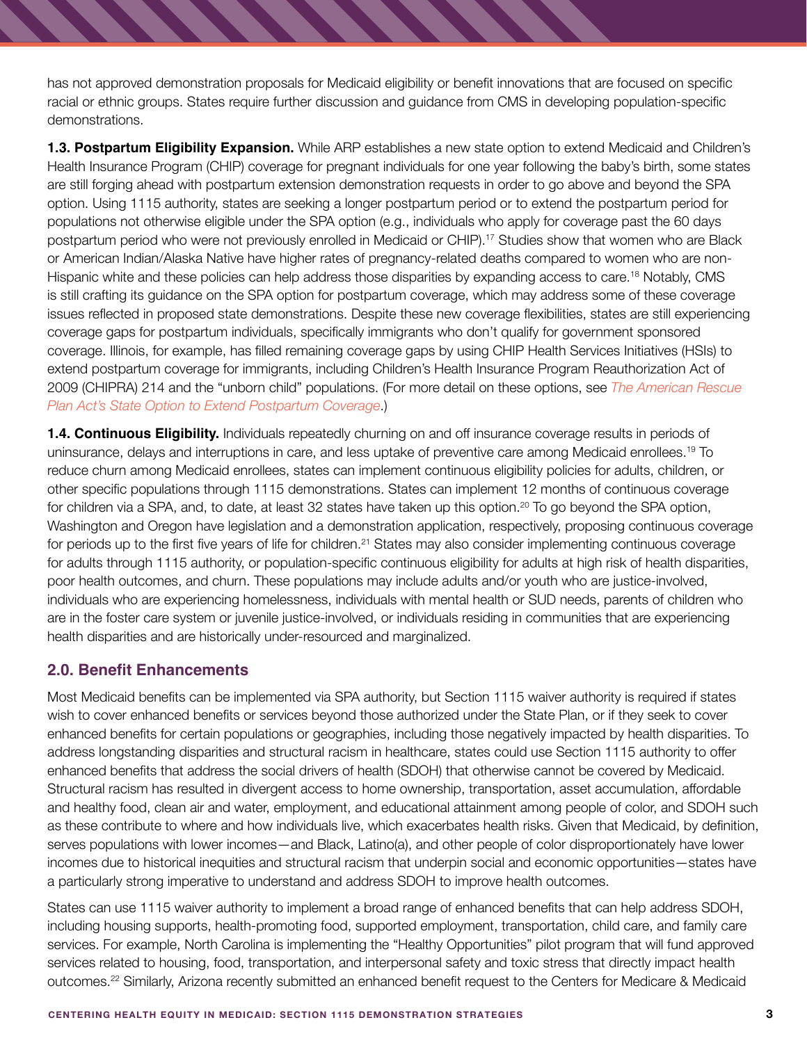has not approved demonstration proposals for Medicaid eligibility or benefit innovations that are focused on specific racial or ethnic groups. States require further discussion and guidance from CMS in developing population-specific demonstrations.

**1.3. Postpartum Eligibility Expansion.** While ARP establishes a new state option to extend Medicaid and Children's Health Insurance Program (CHIP) coverage for pregnant individuals for one year following the baby's birth, some states are still forging ahead with postpartum extension demonstration requests in order to go above and beyond the SPA option. Using 1115 authority, states are seeking a longer postpartum period or to extend the postpartum period for populations not otherwise eligible under the SPA option (e.g., individuals who apply for coverage past the 60 days postpartum period who were not previously enrolled in Medicaid or CHIP).[17] Studies show that women who are Black or American Indian/Alaska Native have higher rates of pregnancy-related deaths compared to women who are non-Hispanic white and these policies can help address those disparities by expanding access to care.[18] Notably, CMS is still crafting its guidance on the SPA option for postpartum coverage, which may address some of these coverage issues reflected in proposed state demonstrations. Despite these new coverage flexibilities, states are still experiencing coverage gaps for postpartum individuals, specifically immigrants who don't qualify for government sponsored coverage. Illinois, for example, has filled remaining coverage gaps by using CHIP Health Services Initiatives (HSIs) to extend postpartum coverage for immigrants, including Children's Health Insurance Program Reauthorization Act of 2009 (CHIPRA) 214 and the "unborn child" populations. (For more detail on these options, see *The American Rescue Plan Act's State Option to Extend Postpartum Coverage*.)

**1.4. Continuous Eligibility.** Individuals repeatedly churning on and off insurance coverage results in periods of uninsurance, delays and interruptions in care, and less uptake of preventive care among Medicaid enrollees.[19] To reduce churn among Medicaid enrollees, states can implement continuous eligibility policies for adults, children, or other specific populations through 1115 demonstrations. States can implement 12 months of continuous coverage for children via a SPA, and, to date, at least 32 states have taken up this option.[20] To go beyond the SPA option, Washington and Oregon have legislation and a demonstration application, respectively, proposing continuous coverage for periods up to the first five years of life for children.[21] States may also consider implementing continuous coverage for adults through 1115 authority, or population-specific continuous eligibility for adults at high risk of health disparities, poor health outcomes, and churn. These populations may include adults and/or youth who are justice-involved, individuals who are experiencing homelessness, individuals with mental health or SUD needs, parents of children who are in the foster care system or juvenile justice-involved, or individuals residing in communities that are experiencing health disparities and are historically under-resourced and marginalized.

## 2.0. Benefit Enhancements

Most Medicaid benefits can be implemented via SPA authority, but Section 1115 waiver authority is required if states wish to cover enhanced benefits or services beyond those authorized under the State Plan, or if they seek to cover enhanced benefits for certain populations or geographies, including those negatively impacted by health disparities. To address longstanding disparities and structural racism in healthcare, states could use Section 1115 authority to offer enhanced benefits that address the social drivers of health (SDOH) that otherwise cannot be covered by Medicaid. Structural racism has resulted in divergent access to home ownership, transportation, asset accumulation, affordable and healthy food, clean air and water, employment, and educational attainment among people of color, and SDOH such as these contribute to where and how individuals live, which exacerbates health risks. Given that Medicaid, by definition, serves populations with lower incomes—and Black, Latino(a), and other people of color disproportionately have lower incomes due to historical inequities and structural racism that underpin social and economic opportunities—states have a particularly strong imperative to understand and address SDOH to improve health outcomes.

States can use 1115 waiver authority to implement a broad range of enhanced benefits that can help address SDOH, including housing supports, health-promoting food, supported employment, transportation, child care, and family care services. For example, North Carolina is implementing the "Healthy Opportunities" pilot program that will fund approved services related to housing, food, transportation, and interpersonal safety and toxic stress that directly impact health outcomes.[22] Similarly, Arizona recently submitted an enhanced benefit request to the Centers for Medicare & Medicaid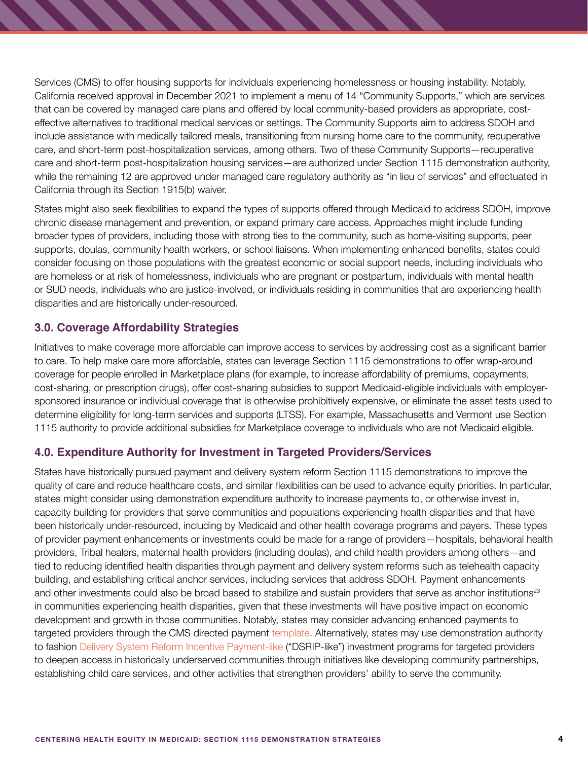Services (CMS) to offer housing supports for individuals experiencing homelessness or housing instability. Notably, California received approval in December 2021 to implement a menu of 14 "Community Supports," which are services that can be covered by managed care plans and offered by local community-based providers as appropriate, cost-effective alternatives to traditional medical services or settings. The Community Supports aim to address SDOH and include assistance with medically tailored meals, transitioning from nursing home care to the community, recuperative care, and short-term post-hospitalization services, among others. Two of these Community Supports—recuperative care and short-term post-hospitalization housing services—are authorized under Section 1115 demonstration authority, while the remaining 12 are approved under managed care regulatory authority as "in lieu of services" and effectuated in California through its Section 1915(b) waiver.

States might also seek flexibilities to expand the types of supports offered through Medicaid to address SDOH, improve chronic disease management and prevention, or expand primary care access. Approaches might include funding broader types of providers, including those with strong ties to the community, such as home-visiting supports, peer supports, doulas, community health workers, or school liaisons. When implementing enhanced benefits, states could consider focusing on those populations with the greatest economic or social support needs, including individuals who are homeless or at risk of homelessness, individuals who are pregnant or postpartum, individuals with mental health or SUD needs, individuals who are justice-involved, or individuals residing in communities that are experiencing health disparities and are historically under-resourced.

## 3.0. Coverage Affordability Strategies

Initiatives to make coverage more affordable can improve access to services by addressing cost as a significant barrier to care. To help make care more affordable, states can leverage Section 1115 demonstrations to offer wrap-around coverage for people enrolled in Marketplace plans (for example, to increase affordability of premiums, copayments, cost-sharing, or prescription drugs), offer cost-sharing subsidies to support Medicaid-eligible individuals with employer-sponsored insurance or individual coverage that is otherwise prohibitively expensive, or eliminate the asset tests used to determine eligibility for long-term services and supports (LTSS). For example, Massachusetts and Vermont use Section 1115 authority to provide additional subsidies for Marketplace coverage to individuals who are not Medicaid eligible.

## 4.0. Expenditure Authority for Investment in Targeted Providers/Services

States have historically pursued payment and delivery system reform Section 1115 demonstrations to improve the quality of care and reduce healthcare costs, and similar flexibilities can be used to advance equity priorities. In particular, states might consider using demonstration expenditure authority to increase payments to, or otherwise invest in, capacity building for providers that serve communities and populations experiencing health disparities and that have been historically under-resourced, including by Medicaid and other health coverage programs and payers. These types of provider payment enhancements or investments could be made for a range of providers—hospitals, behavioral health providers, Tribal healers, maternal health providers (including doulas), and child health providers among others—and tied to reducing identified health disparities through payment and delivery system reforms such as telehealth capacity building, and establishing critical anchor services, including services that address SDOH. Payment enhancements and other investments could also be broad based to stabilize and sustain providers that serve as anchor institutions[23] in communities experiencing health disparities, given that these investments will have positive impact on economic development and growth in those communities. Notably, states may consider advancing enhanced payments to targeted providers through the CMS directed payment template. Alternatively, states may use demonstration authority to fashion Delivery System Reform Incentive Payment-like ("DSRIP-like") investment programs for targeted providers to deepen access in historically underserved communities through initiatives like developing community partnerships, establishing child care services, and other activities that strengthen providers' ability to serve the community.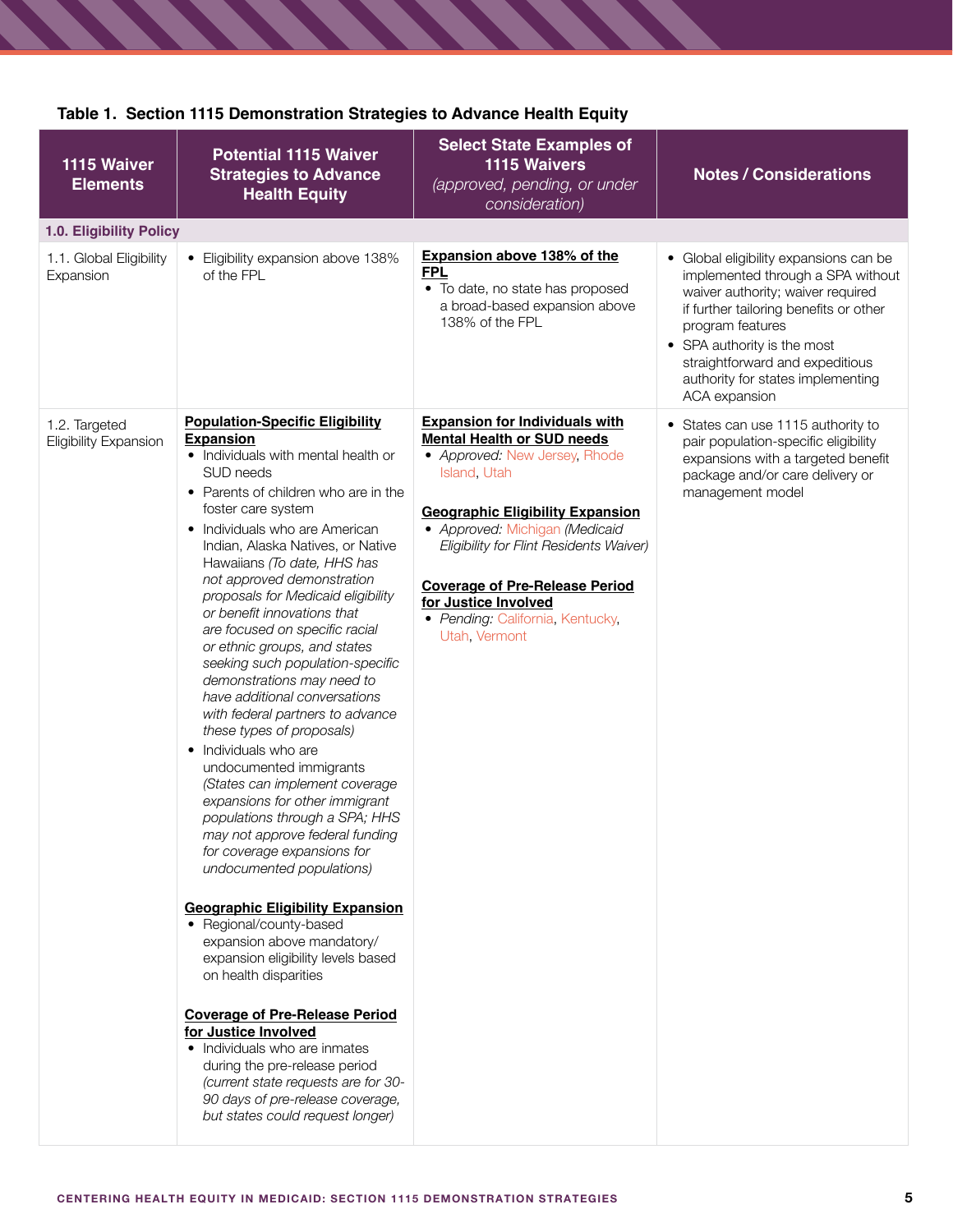### Table 1. Section 1115 Demonstration Strategies to Advance Health Equity

| 1115 Waiver Elements | Potential 1115 Waiver Strategies to Advance Health Equity | Select State Examples of 1115 Waivers *(approved, pending, or under consideration)* | Notes / Considerations |
|---|---|---|---|
| **1.0. Eligibility Policy** | | | |
| 1.1. Global Eligibility Expansion | • Eligibility expansion above 138% of the FPL | **Expansion above 138% of the FPL**<br>• To date, no state has proposed a broad-based expansion above 138% of the FPL | • Global eligibility expansions can be implemented through a SPA without waiver authority; waiver required if further tailoring benefits or other program features<br>• SPA authority is the most straightforward and expeditious authority for states implementing ACA expansion |
| 1.2. Targeted Eligibility Expansion | **Population-Specific Eligibility Expansion**<br>• Individuals with mental health or SUD needs<br>• Parents of children who are in the foster care system<br>• Individuals who are American Indian, Alaska Natives, or Native Hawaiians *(To date, HHS has not approved demonstration proposals for Medicaid eligibility or benefit innovations that are focused on specific racial or ethnic groups, and states seeking such population-specific demonstrations may need to have additional conversations with federal partners to advance these types of proposals)*<br>• Individuals who are undocumented immigrants *(States can implement coverage expansions for other immigrant populations through a SPA; HHS may not approve federal funding for coverage expansions for undocumented populations)*<br><br>**Geographic Eligibility Expansion**<br>• Regional/county-based expansion above mandatory/expansion eligibility levels based on health disparities<br><br>**Coverage of Pre-Release Period for Justice Involved**<br>• Individuals who are inmates during the pre-release period *(current state requests are for 30-90 days of pre-release coverage, but states could request longer)* | **Expansion for Individuals with Mental Health or SUD needs**<br>• *Approved:* New Jersey, Rhode Island, Utah<br><br>**Geographic Eligibility Expansion**<br>• *Approved:* Michigan *(Medicaid Eligibility for Flint Residents Waiver)*<br><br>**Coverage of Pre-Release Period for Justice Involved**<br>• *Pending:* California, Kentucky, Utah, Vermont | • States can use 1115 authority to pair population-specific eligibility expansions with a targeted benefit package and/or care delivery or management model |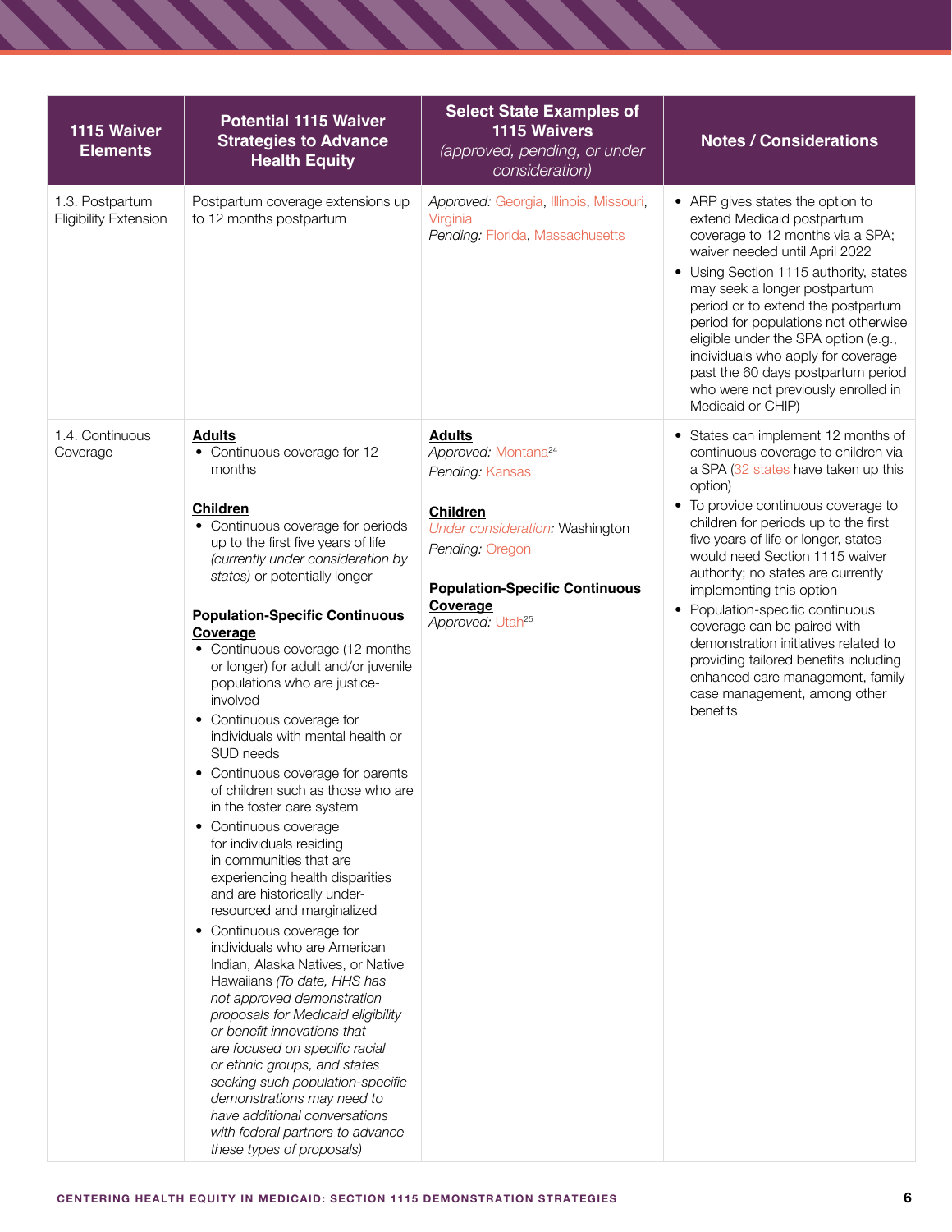| 1115 Waiver Elements | Potential 1115 Waiver Strategies to Advance Health Equity | Select State Examples of 1115 Waivers *(approved, pending, or under consideration)* | Notes / Considerations |
|---|---|---|---|
| 1.3. Postpartum Eligibility Extension | Postpartum coverage extensions up to 12 months postpartum | *Approved:* Georgia, Illinois, Missouri, Virginia<br>*Pending:* Florida, Massachusetts | • ARP gives states the option to extend Medicaid postpartum coverage to 12 months via a SPA; waiver needed until April 2022<br>• Using Section 1115 authority, states may seek a longer postpartum period or to extend the postpartum period for populations not otherwise eligible under the SPA option (e.g., individuals who apply for coverage past the 60 days postpartum period who were not previously enrolled in Medicaid or CHIP) |
| 1.4. Continuous Coverage | **Adults**<br>• Continuous coverage for 12 months<br><br>**Children**<br>• Continuous coverage for periods up to the first five years of life *(currently under consideration by states)* or potentially longer<br><br>**Population-Specific Continuous Coverage**<br>• Continuous coverage (12 months or longer) for adult and/or juvenile populations who are justice-involved<br>• Continuous coverage for individuals with mental health or SUD needs<br>• Continuous coverage for parents of children such as those who are in the foster care system<br>• Continuous coverage for individuals residing in communities that are experiencing health disparities and are historically under-resourced and marginalized<br>• Continuous coverage for individuals who are American Indian, Alaska Natives, or Native Hawaiians *(To date, HHS has not approved demonstration proposals for Medicaid eligibility or benefit innovations that are focused on specific racial or ethnic groups, and states seeking such population-specific demonstrations may need to have additional conversations with federal partners to advance these types of proposals)* | **Adults**<br>*Approved:* Montana[24]<br>*Pending:* Kansas<br><br>**Children**<br>*Under consideration:* Washington<br>*Pending:* Oregon<br><br>**Population-Specific Continuous Coverage**<br>*Approved:* Utah[25] | • States can implement 12 months of continuous coverage to children via a SPA (32 states have taken up this option)<br>• To provide continuous coverage to children for periods up to the first five years of life or longer, states would need Section 1115 waiver authority; no states are currently implementing this option<br>• Population-specific continuous coverage can be paired with demonstration initiatives related to providing tailored benefits including enhanced care management, family case management, among other benefits |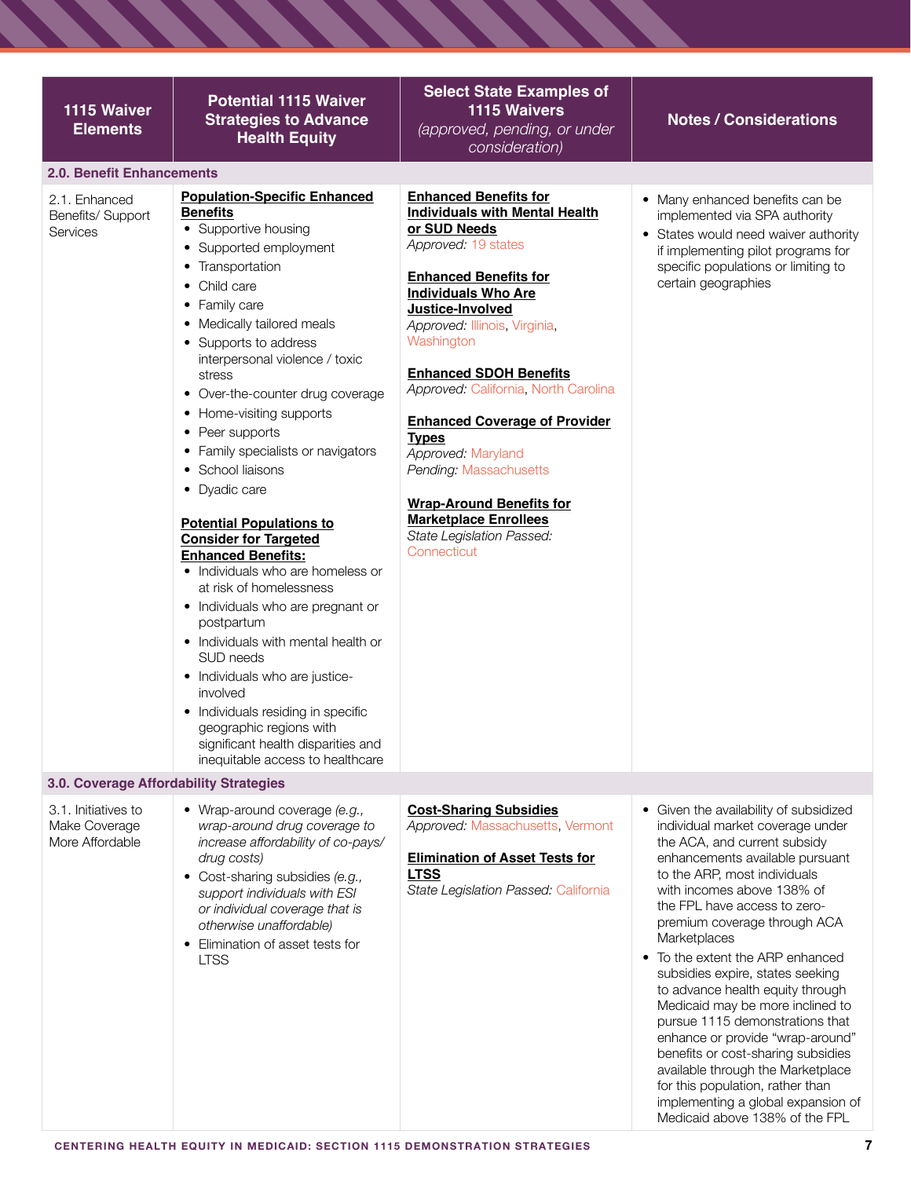| 1115 Waiver Elements | Potential 1115 Waiver Strategies to Advance Health Equity | Select State Examples of 1115 Waivers *(approved, pending, or under consideration)* | Notes / Considerations |
|---|---|---|---|
| **2.0. Benefit Enhancements** | | | |
| 2.1. Enhanced Benefits/ Support Services | **Population-Specific Enhanced Benefits**<br>• Supportive housing<br>• Supported employment<br>• Transportation<br>• Child care<br>• Family care<br>• Medically tailored meals<br>• Supports to address interpersonal violence / toxic stress<br>• Over-the-counter drug coverage<br>• Home-visiting supports<br>• Peer supports<br>• Family specialists or navigators<br>• School liaisons<br>• Dyadic care<br><br>**Potential Populations to Consider for Targeted Enhanced Benefits:**<br>• Individuals who are homeless or at risk of homelessness<br>• Individuals who are pregnant or postpartum<br>• Individuals with mental health or SUD needs<br>• Individuals who are justice-involved<br>• Individuals residing in specific geographic regions with significant health disparities and inequitable access to healthcare | **Enhanced Benefits for Individuals with Mental Health or SUD Needs**<br>*Approved:* 19 states<br><br>**Enhanced Benefits for Individuals Who Are Justice-Involved**<br>*Approved:* Illinois, Virginia, Washington<br><br>**Enhanced SDOH Benefits**<br>*Approved:* California, North Carolina<br><br>**Enhanced Coverage of Provider Types**<br>*Approved:* Maryland<br>*Pending:* Massachusetts<br><br>**Wrap-Around Benefits for Marketplace Enrollees**<br>*State Legislation Passed:* Connecticut | • Many enhanced benefits can be implemented via SPA authority<br>• States would need waiver authority if implementing pilot programs for specific populations or limiting to certain geographies |
| **3.0. Coverage Affordability Strategies** | | | |
| 3.1. Initiatives to Make Coverage More Affordable | • Wrap-around coverage *(e.g., wrap-around drug coverage to increase affordability of co-pays/ drug costs)*<br>• Cost-sharing subsidies *(e.g., support individuals with ESI or individual coverage that is otherwise unaffordable)*<br>• Elimination of asset tests for LTSS | **Cost-Sharing Subsidies**<br>*Approved:* Massachusetts, Vermont<br><br>**Elimination of Asset Tests for LTSS**<br>*State Legislation Passed:* California | • Given the availability of subsidized individual market coverage under the ACA, and current subsidy enhancements available pursuant to the ARP, most individuals with incomes above 138% of the FPL have access to zero-premium coverage through ACA Marketplaces<br>• To the extent the ARP enhanced subsidies expire, states seeking to advance health equity through Medicaid may be more inclined to pursue 1115 demonstrations that enhance or provide "wrap-around" benefits or cost-sharing subsidies available through the Marketplace for this population, rather than implementing a global expansion of Medicaid above 138% of the FPL |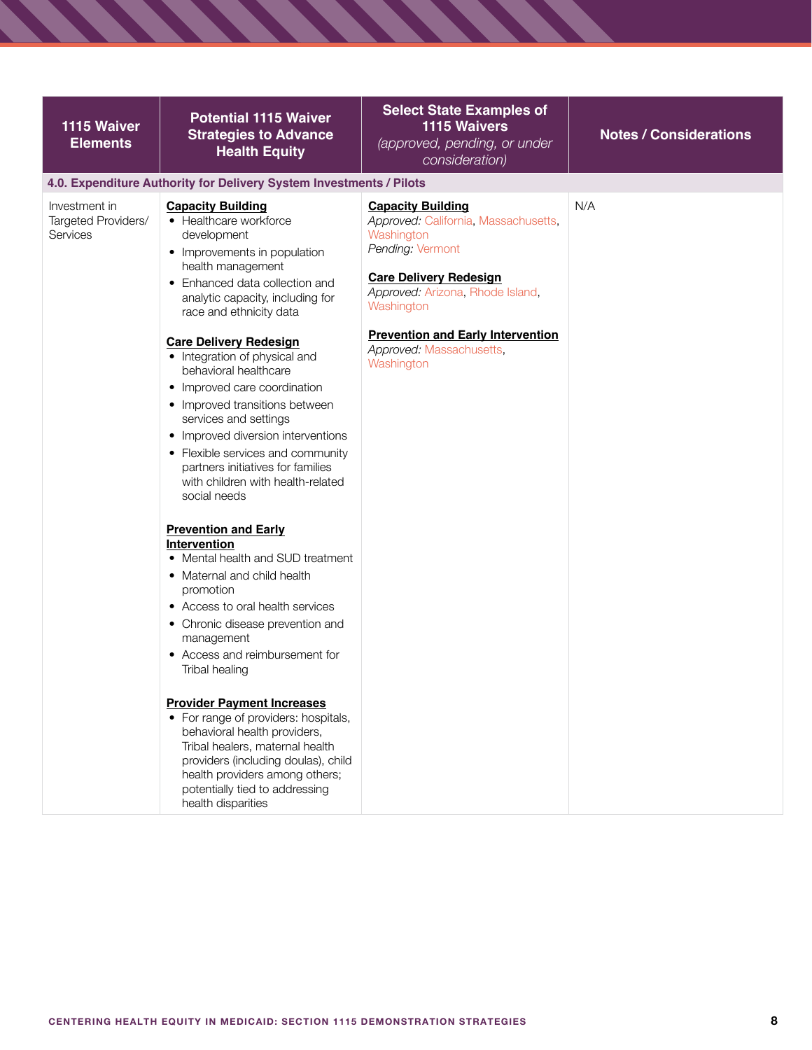| 1115 Waiver Elements | Potential 1115 Waiver Strategies to Advance Health Equity | Select State Examples of 1115 Waivers *(approved, pending, or under consideration)* | Notes / Considerations |
|---|---|---|---|
| **4.0. Expenditure Authority for Delivery System Investments / Pilots** | | | |
| Investment in Targeted Providers/ Services | **Capacity Building**<br>• Healthcare workforce development<br>• Improvements in population health management<br>• Enhanced data collection and analytic capacity, including for race and ethnicity data<br><br>**Care Delivery Redesign**<br>• Integration of physical and behavioral healthcare<br>• Improved care coordination<br>• Improved transitions between services and settings<br>• Improved diversion interventions<br>• Flexible services and community partners initiatives for families with children with health-related social needs<br><br>**Prevention and Early Intervention**<br>• Mental health and SUD treatment<br>• Maternal and child health promotion<br>• Access to oral health services<br>• Chronic disease prevention and management<br>• Access and reimbursement for Tribal healing<br><br>**Provider Payment Increases**<br>• For range of providers: hospitals, behavioral health providers, Tribal healers, maternal health providers (including doulas), child health providers among others; potentially tied to addressing health disparities | **Capacity Building**<br>*Approved:* California, Massachusetts, Washington<br>*Pending:* Vermont<br><br>**Care Delivery Redesign**<br>*Approved:* Arizona, Rhode Island, Washington<br><br>**Prevention and Early Intervention**<br>*Approved:* Massachusetts, Washington | N/A |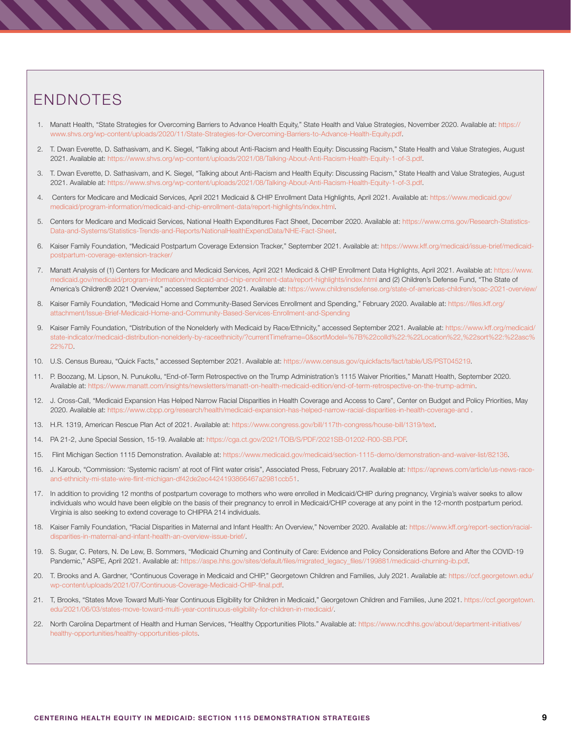## ENDNOTES

1. Manatt Health, "State Strategies for Overcoming Barriers to Advance Health Equity," State Health and Value Strategies, November 2020. Available at: https://www.shvs.org/wp-content/uploads/2020/11/State-Strategies-for-Overcoming-Barriers-to-Advance-Health-Equity.pdf.
2. T. Dwan Everette, D. Sathasivam, and K. Siegel, "Talking about Anti-Racism and Health Equity: Discussing Racism," State Health and Value Strategies, August 2021. Available at: https://www.shvs.org/wp-content/uploads/2021/08/Talking-About-Anti-Racism-Health-Equity-1-of-3.pdf.
3. T. Dwan Everette, D. Sathasivam, and K. Siegel, "Talking about Anti-Racism and Health Equity: Discussing Racism," State Health and Value Strategies, August 2021. Available at: https://www.shvs.org/wp-content/uploads/2021/08/Talking-About-Anti-Racism-Health-Equity-1-of-3.pdf.
4. Centers for Medicare and Medicaid Services, April 2021 Medicaid & CHIP Enrollment Data Highlights, April 2021. Available at: https://www.medicaid.gov/medicaid/program-information/medicaid-and-chip-enrollment-data/report-highlights/index.html.
5. Centers for Medicare and Medicaid Services, National Health Expenditures Fact Sheet, December 2020. Available at: https://www.cms.gov/Research-Statistics-Data-and-Systems/Statistics-Trends-and-Reports/NationalHealthExpendData/NHE-Fact-Sheet.
6. Kaiser Family Foundation, "Medicaid Postpartum Coverage Extension Tracker," September 2021. Available at: https://www.kff.org/medicaid/issue-brief/medicaid-postpartum-coverage-extension-tracker/
7. Manatt Analysis of (1) Centers for Medicare and Medicaid Services, April 2021 Medicaid & CHIP Enrollment Data Highlights, April 2021. Available at: https://www.medicaid.gov/medicaid/program-information/medicaid-and-chip-enrollment-data/report-highlights/index.html and (2) Children's Defense Fund, "The State of America's Children® 2021 Overview," accessed September 2021. Available at: https://www.childrensdefense.org/state-of-americas-children/soac-2021-overview/
8. Kaiser Family Foundation, "Medicaid Home and Community-Based Services Enrollment and Spending," February 2020. Available at: https://files.kff.org/attachment/Issue-Brief-Medicaid-Home-and-Community-Based-Services-Enrollment-and-Spending
9. Kaiser Family Foundation, "Distribution of the Nonelderly with Medicaid by Race/Ethnicity," accessed September 2021. Available at: https://www.kff.org/medicaid/state-indicator/medicaid-distribution-nonelderly-by-raceethnicity/?currentTimeframe=0&sortModel=%7B%22colId%22:%22Location%22,%22sort%22:%22asc%22%7D.
10. U.S. Census Bureau, "Quick Facts," accessed September 2021. Available at: https://www.census.gov/quickfacts/fact/table/US/PST045219.
11. P. Boozang, M. Lipson, N. Punukollu, "End-of-Term Retrospective on the Trump Administration's 1115 Waiver Priorities," Manatt Health, September 2020. Available at: https://www.manatt.com/insights/newsletters/manatt-on-health-medicaid-edition/end-of-term-retrospective-on-the-trump-admin.
12. J. Cross-Call, "Medicaid Expansion Has Helped Narrow Racial Disparities in Health Coverage and Access to Care", Center on Budget and Policy Priorities, May 2020. Available at: https://www.cbpp.org/research/health/medicaid-expansion-has-helped-narrow-racial-disparities-in-health-coverage-and .
13. H.R. 1319, American Rescue Plan Act of 2021. Available at: https://www.congress.gov/bill/117th-congress/house-bill/1319/text.
14. PA 21-2, June Special Session, 15-19. Available at: https://cga.ct.gov/2021/TOB/S/PDF/2021SB-01202-R00-SB.PDF.
15. Flint Michigan Section 1115 Demonstration. Available at: https://www.medicaid.gov/medicaid/section-1115-demo/demonstration-and-waiver-list/82136.
16. J. Karoub, "Commission: 'Systemic racism' at root of Flint water crisis", Associated Press, February 2017. Available at: https://apnews.com/article/us-news-race-and-ethnicity-mi-state-wire-flint-michigan-df42de2ec4424193866467a2981ccb51.
17. In addition to providing 12 months of postpartum coverage to mothers who were enrolled in Medicaid/CHIP during pregnancy, Virginia's waiver seeks to allow individuals who would have been eligible on the basis of their pregnancy to enroll in Medicaid/CHIP coverage at any point in the 12-month postpartum period. Virginia is also seeking to extend coverage to CHIPRA 214 individuals.
18. Kaiser Family Foundation, "Racial Disparities in Maternal and Infant Health: An Overview," November 2020. Available at: https://www.kff.org/report-section/racial-disparities-in-maternal-and-infant-health-an-overview-issue-brief/.
19. S. Sugar, C. Peters, N. De Lew, B. Sommers, "Medicaid Churning and Continuity of Care: Evidence and Policy Considerations Before and After the COVID-19 Pandemic," ASPE, April 2021. Available at: https://aspe.hhs.gov/sites/default/files/migrated_legacy_files//199881/medicaid-churning-ib.pdf.
20. T. Brooks and A. Gardner, "Continuous Coverage in Medicaid and CHIP," Georgetown Children and Families, July 2021. Available at: https://ccf.georgetown.edu/wp-content/uploads/2021/07/Continuous-Coverage-Medicaid-CHIP-final.pdf.
21. T, Brooks, "States Move Toward Multi-Year Continuous Eligibility for Children in Medicaid," Georgetown Children and Families, June 2021. https://ccf.georgetown.edu/2021/06/03/states-move-toward-multi-year-continuous-eligibility-for-children-in-medicaid/.
22. North Carolina Department of Health and Human Services, "Healthy Opportunities Pilots." Available at: https://www.ncdhhs.gov/about/department-initiatives/healthy-opportunities/healthy-opportunities-pilots.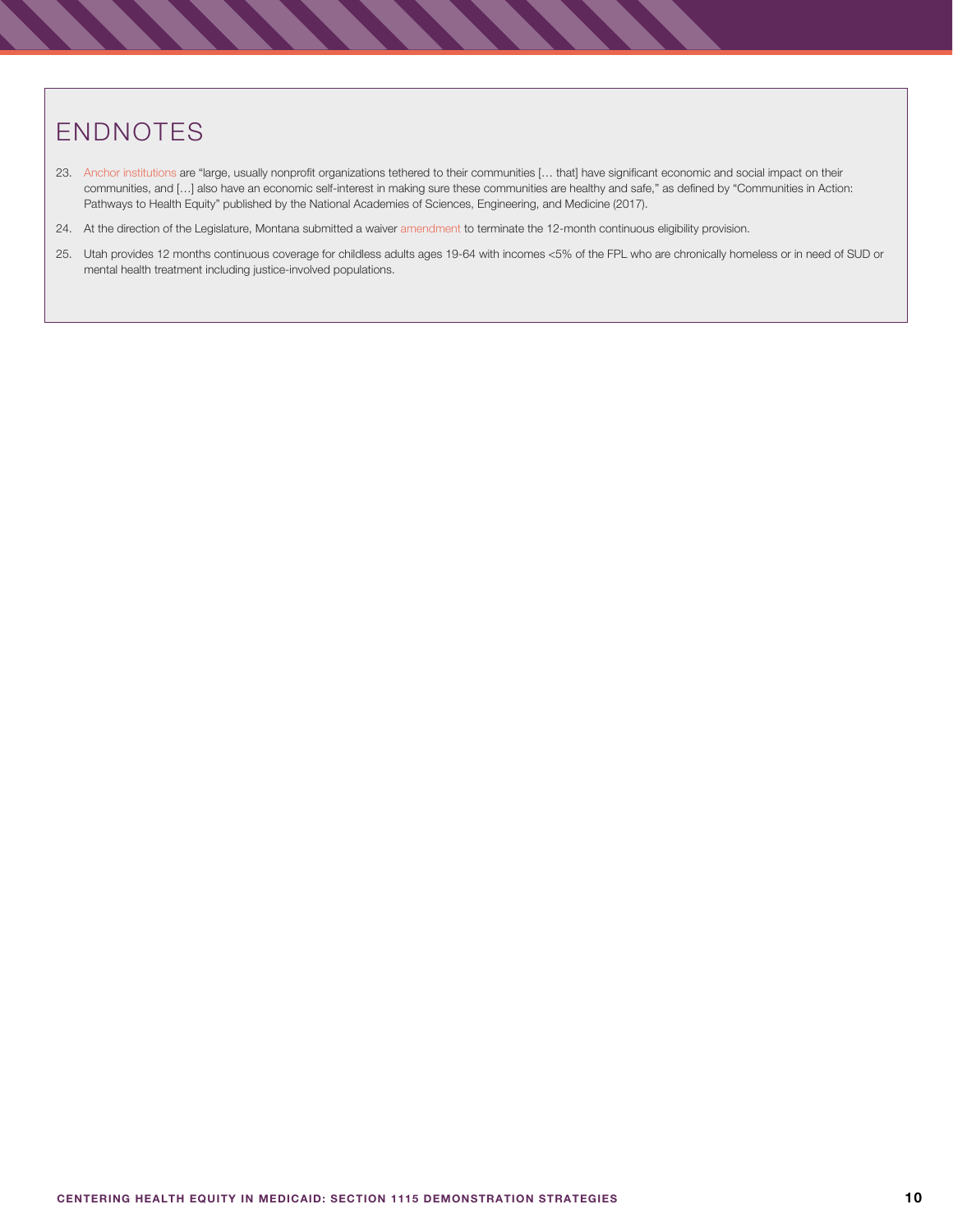# ENDNOTES

23. Anchor institutions are "large, usually nonprofit organizations tethered to their communities [… that] have significant economic and social impact on their communities, and […] also have an economic self-interest in making sure these communities are healthy and safe," as defined by "Communities in Action: Pathways to Health Equity" published by the National Academies of Sciences, Engineering, and Medicine (2017).

24. At the direction of the Legislature, Montana submitted a waiver amendment to terminate the 12-month continuous eligibility provision.

25. Utah provides 12 months continuous coverage for childless adults ages 19-64 with incomes <5% of the FPL who are chronically homeless or in need of SUD or mental health treatment including justice-involved populations.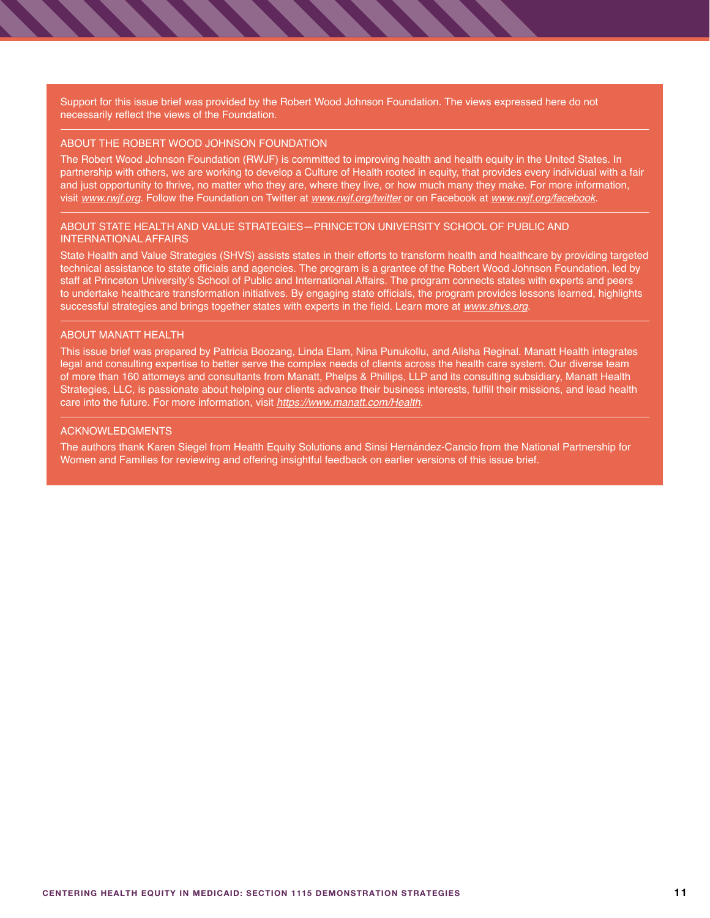Support for this issue brief was provided by the Robert Wood Johnson Foundation. The views expressed here do not necessarily reflect the views of the Foundation.

## ABOUT THE ROBERT WOOD JOHNSON FOUNDATION

The Robert Wood Johnson Foundation (RWJF) is committed to improving health and health equity in the United States. In partnership with others, we are working to develop a Culture of Health rooted in equity, that provides every individual with a fair and just opportunity to thrive, no matter who they are, where they live, or how much many they make. For more information, visit *www.rwjf.org*. Follow the Foundation on Twitter at *www.rwjf.org/twitter* or on Facebook at *www.rwjf.org/facebook*.

## ABOUT STATE HEALTH AND VALUE STRATEGIES—PRINCETON UNIVERSITY SCHOOL OF PUBLIC AND INTERNATIONAL AFFAIRS

State Health and Value Strategies (SHVS) assists states in their efforts to transform health and healthcare by providing targeted technical assistance to state officials and agencies. The program is a grantee of the Robert Wood Johnson Foundation, led by staff at Princeton University's School of Public and International Affairs. The program connects states with experts and peers to undertake healthcare transformation initiatives. By engaging state officials, the program provides lessons learned, highlights successful strategies and brings together states with experts in the field. Learn more at *www.shvs.org*.

## ABOUT MANATT HEALTH

This issue brief was prepared by Patricia Boozang, Linda Elam, Nina Punukollu, and Alisha Reginal. Manatt Health integrates legal and consulting expertise to better serve the complex needs of clients across the health care system. Our diverse team of more than 160 attorneys and consultants from Manatt, Phelps & Phillips, LLP and its consulting subsidiary, Manatt Health Strategies, LLC, is passionate about helping our clients advance their business interests, fulfill their missions, and lead health care into the future. For more information, visit *https://www.manatt.com/Health*.

## ACKNOWLEDGMENTS

The authors thank Karen Siegel from Health Equity Solutions and Sinsi Hernández-Cancio from the National Partnership for Women and Families for reviewing and offering insightful feedback on earlier versions of this issue brief.